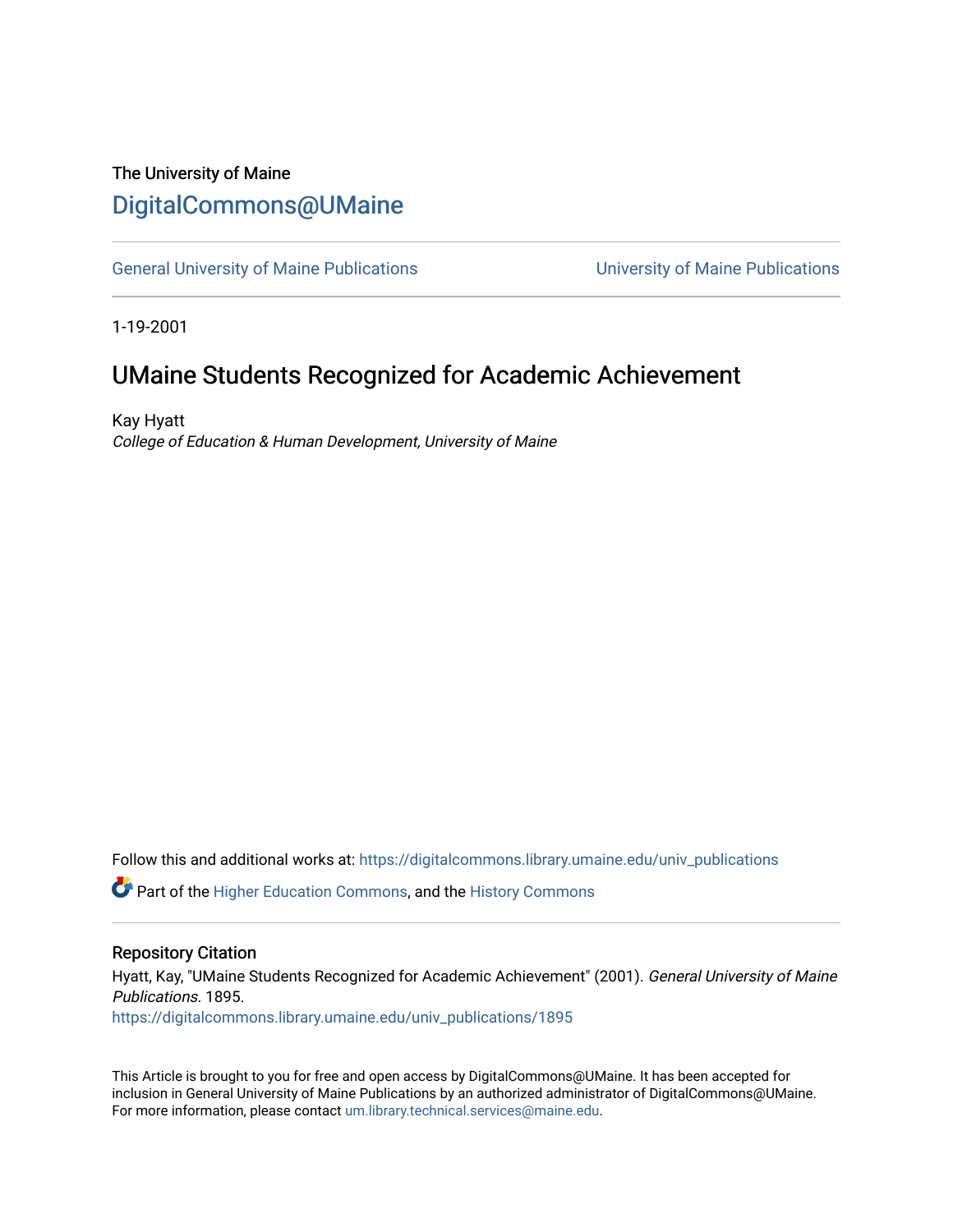The University of Maine

# DigitalCommons@UMaine

General University of Maine Publications | University of Maine Publications

1-19-2001

## UMaine Students Recognized for Academic Achievement

Kay Hyatt

*College of Education & Human Development, University of Maine*

Follow this and additional works at: https://digitalcommons.library.umaine.edu/univ_publications

Part of the Higher Education Commons, and the History Commons

### Repository Citation

Hyatt, Kay, "UMaine Students Recognized for Academic Achievement" (2001). *General University of Maine Publications*. 1895.
https://digitalcommons.library.umaine.edu/univ_publications/1895

This Article is brought to you for free and open access by DigitalCommons@UMaine. It has been accepted for inclusion in General University of Maine Publications by an authorized administrator of DigitalCommons@UMaine. For more information, please contact um.library.technical.services@maine.edu.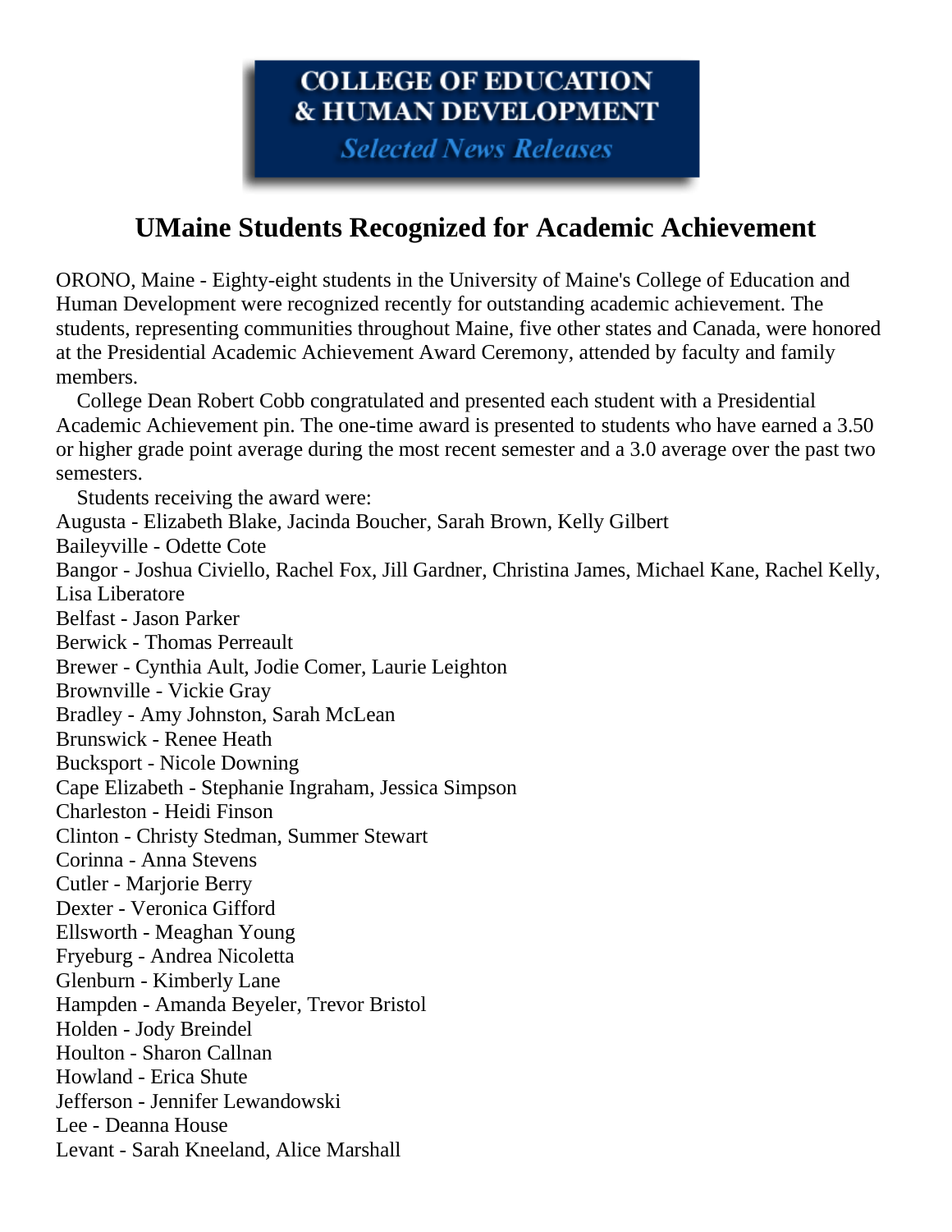**COLLEGE OF EDUCATION & HUMAN DEVELOPMENT**

*Selected News Releases*

# UMaine Students Recognized for Academic Achievement

ORONO, Maine - Eighty-eight students in the University of Maine's College of Education and Human Development were recognized recently for outstanding academic achievement. The students, representing communities throughout Maine, five other states and Canada, were honored at the Presidential Academic Achievement Award Ceremony, attended by faculty and family members.

College Dean Robert Cobb congratulated and presented each student with a Presidential Academic Achievement pin. The one-time award is presented to students who have earned a 3.50 or higher grade point average during the most recent semester and a 3.0 average over the past two semesters.

Students receiving the award were:

Augusta - Elizabeth Blake, Jacinda Boucher, Sarah Brown, Kelly Gilbert
Baileyville - Odette Cote
Bangor - Joshua Civiello, Rachel Fox, Jill Gardner, Christina James, Michael Kane, Rachel Kelly, Lisa Liberatore
Belfast - Jason Parker
Berwick - Thomas Perreault
Brewer - Cynthia Ault, Jodie Comer, Laurie Leighton
Brownville - Vickie Gray
Bradley - Amy Johnston, Sarah McLean
Brunswick - Renee Heath
Bucksport - Nicole Downing
Cape Elizabeth - Stephanie Ingraham, Jessica Simpson
Charleston - Heidi Finson
Clinton - Christy Stedman, Summer Stewart
Corinna - Anna Stevens
Cutler - Marjorie Berry
Dexter - Veronica Gifford
Ellsworth - Meaghan Young
Fryeburg - Andrea Nicoletta
Glenburn - Kimberly Lane
Hampden - Amanda Beyeler, Trevor Bristol
Holden - Jody Breindel
Houlton - Sharon Callnan
Howland - Erica Shute
Jefferson - Jennifer Lewandowski
Lee - Deanna House
Levant - Sarah Kneeland, Alice Marshall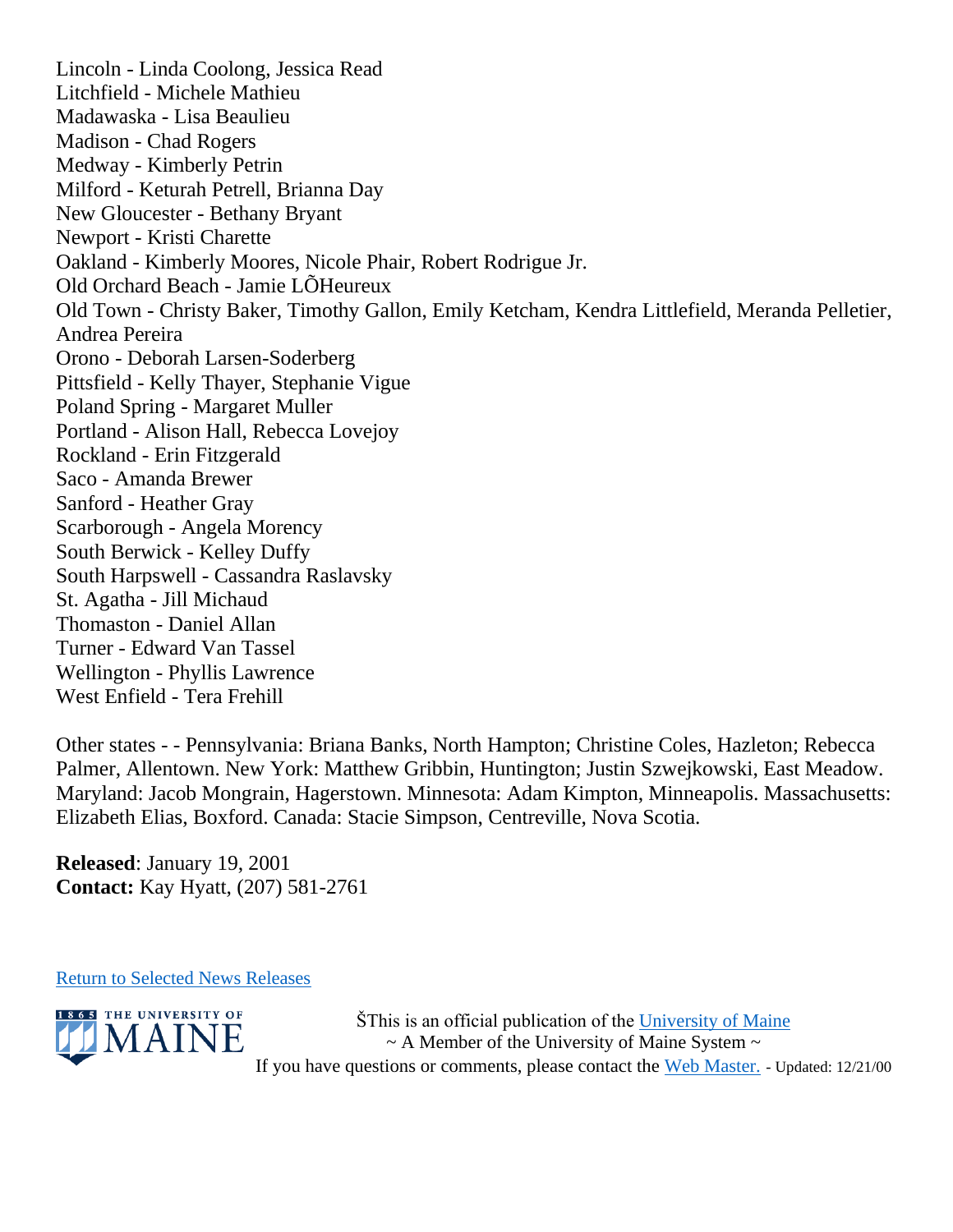Lincoln - Linda Coolong, Jessica Read
Litchfield - Michele Mathieu
Madawaska - Lisa Beaulieu
Madison - Chad Rogers
Medway - Kimberly Petrin
Milford - Keturah Petrell, Brianna Day
New Gloucester - Bethany Bryant
Newport - Kristi Charette
Oakland - Kimberly Moores, Nicole Phair, Robert Rodrigue Jr.
Old Orchard Beach - Jamie LÕHeureux
Old Town - Christy Baker, Timothy Gallon, Emily Ketcham, Kendra Littlefield, Meranda Pelletier, Andrea Pereira
Orono - Deborah Larsen-Soderberg
Pittsfield - Kelly Thayer, Stephanie Vigue
Poland Spring - Margaret Muller
Portland - Alison Hall, Rebecca Lovejoy
Rockland - Erin Fitzgerald
Saco - Amanda Brewer
Sanford - Heather Gray
Scarborough - Angela Morency
South Berwick - Kelley Duffy
South Harpswell - Cassandra Raslavsky
St. Agatha - Jill Michaud
Thomaston - Daniel Allan
Turner - Edward Van Tassel
Wellington - Phyllis Lawrence
West Enfield - Tera Frehill

Other states - - Pennsylvania: Briana Banks, North Hampton; Christine Coles, Hazleton; Rebecca Palmer, Allentown. New York: Matthew Gribbin, Huntington; Justin Szwejkowski, East Meadow. Maryland: Jacob Mongrain, Hagerstown. Minnesota: Adam Kimpton, Minneapolis. Massachusetts: Elizabeth Elias, Boxford. Canada: Stacie Simpson, Centreville, Nova Scotia.

**Released**: January 19, 2001
**Contact:** Kay Hyatt, (207) 581-2761

Return to Selected News Releases

ŠThis is an official publication of the University of Maine
~ A Member of the University of Maine System ~
If you have questions or comments, please contact the Web Master. - Updated: 12/21/00